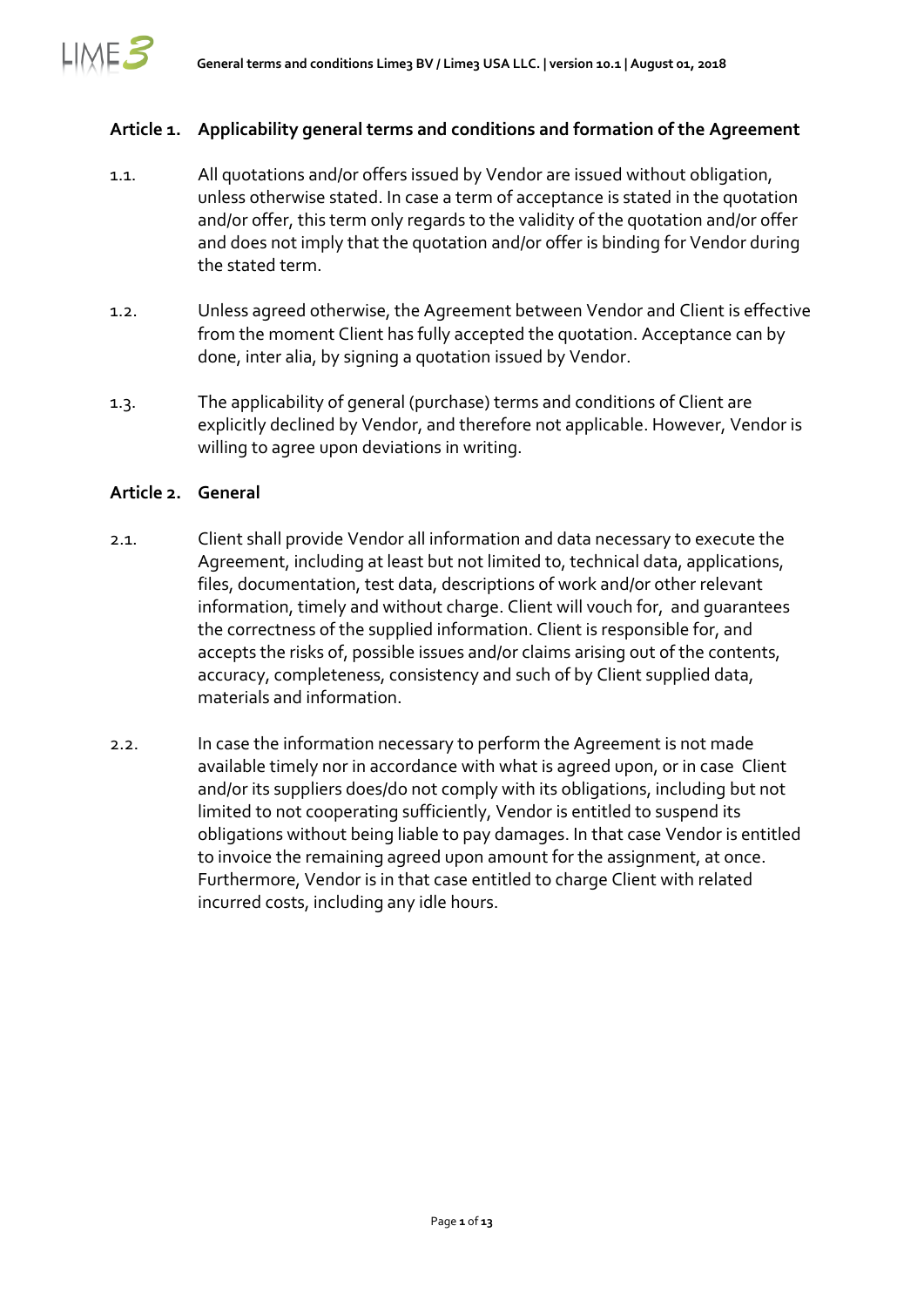## Article 1. Applicability general terms and conditions and formation of the Agreement

1.1. All quotations and/or offers issued by Vendor are issued without obligation, unless otherwise stated. In case a term of acceptance is stated in the quotation and/or offer, this term only regards to the validity of the quotation and/or offer and does not imply that the quotation and/or offer is binding for Vendor during the stated term.

1.2. Unless agreed otherwise, the Agreement between Vendor and Client is effective from the moment Client has fully accepted the quotation. Acceptance can by done, inter alia, by signing a quotation issued by Vendor.

1.3. The applicability of general (purchase) terms and conditions of Client are explicitly declined by Vendor, and therefore not applicable. However, Vendor is willing to agree upon deviations in writing.

## Article 2. General

2.1. Client shall provide Vendor all information and data necessary to execute the Agreement, including at least but not limited to, technical data, applications, files, documentation, test data, descriptions of work and/or other relevant information, timely and without charge. Client will vouch for, and guarantees the correctness of the supplied information. Client is responsible for, and accepts the risks of, possible issues and/or claims arising out of the contents, accuracy, completeness, consistency and such of by Client supplied data, materials and information.

2.2. In case the information necessary to perform the Agreement is not made available timely nor in accordance with what is agreed upon, or in case Client and/or its suppliers does/do not comply with its obligations, including but not limited to not cooperating sufficiently, Vendor is entitled to suspend its obligations without being liable to pay damages. In that case Vendor is entitled to invoice the remaining agreed upon amount for the assignment, at once. Furthermore, Vendor is in that case entitled to charge Client with related incurred costs, including any idle hours.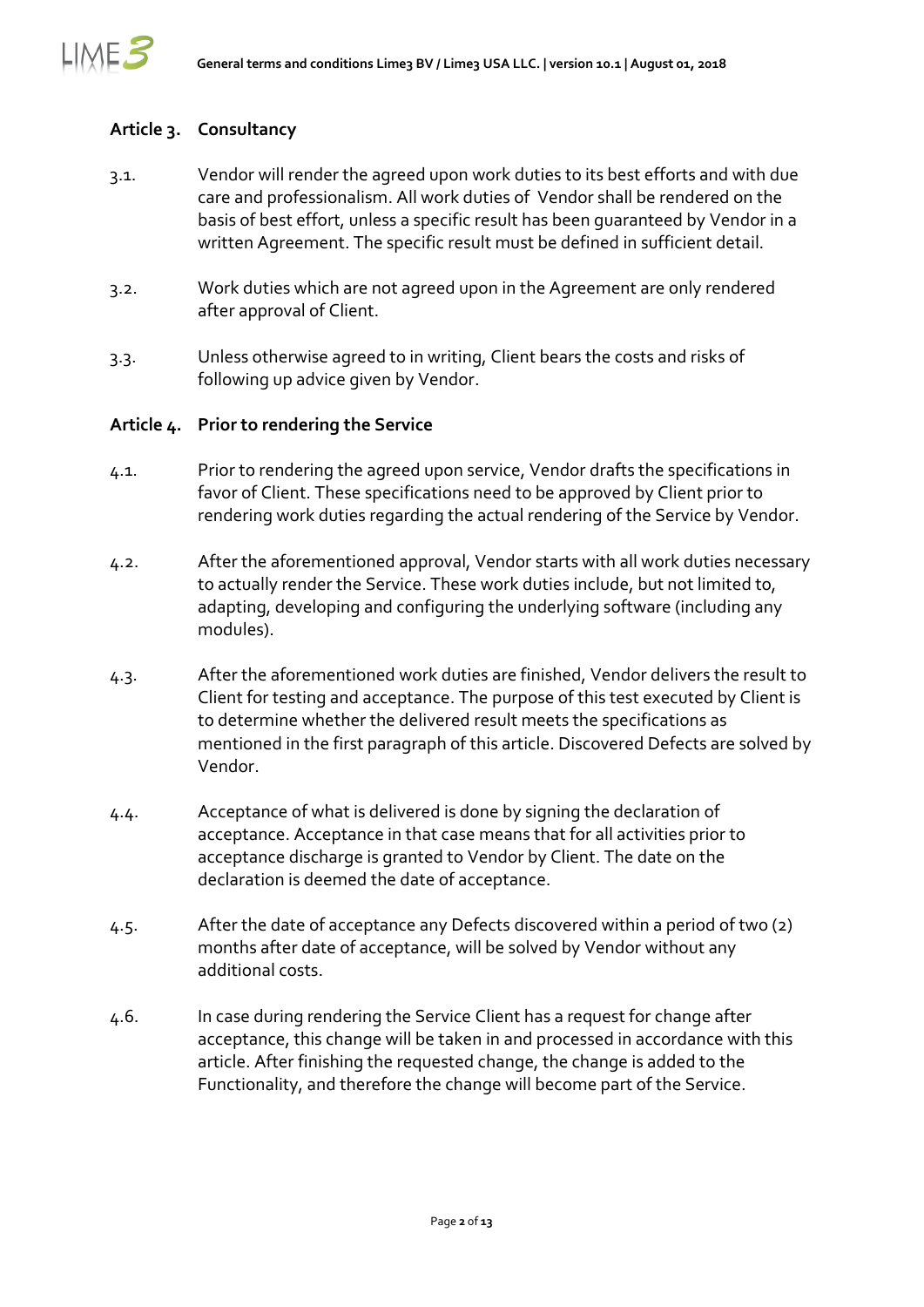### Article 3. Consultancy

3.1. Vendor will render the agreed upon work duties to its best efforts and with due care and professionalism. All work duties of Vendor shall be rendered on the basis of best effort, unless a specific result has been guaranteed by Vendor in a written Agreement. The specific result must be defined in sufficient detail.

3.2. Work duties which are not agreed upon in the Agreement are only rendered after approval of Client.

3.3. Unless otherwise agreed to in writing, Client bears the costs and risks of following up advice given by Vendor.

### Article 4. Prior to rendering the Service

4.1. Prior to rendering the agreed upon service, Vendor drafts the specifications in favor of Client. These specifications need to be approved by Client prior to rendering work duties regarding the actual rendering of the Service by Vendor.

4.2. After the aforementioned approval, Vendor starts with all work duties necessary to actually render the Service. These work duties include, but not limited to, adapting, developing and configuring the underlying software (including any modules).

4.3. After the aforementioned work duties are finished, Vendor delivers the result to Client for testing and acceptance. The purpose of this test executed by Client is to determine whether the delivered result meets the specifications as mentioned in the first paragraph of this article. Discovered Defects are solved by Vendor.

4.4. Acceptance of what is delivered is done by signing the declaration of acceptance. Acceptance in that case means that for all activities prior to acceptance discharge is granted to Vendor by Client. The date on the declaration is deemed the date of acceptance.

4.5. After the date of acceptance any Defects discovered within a period of two (2) months after date of acceptance, will be solved by Vendor without any additional costs.

4.6. In case during rendering the Service Client has a request for change after acceptance, this change will be taken in and processed in accordance with this article. After finishing the requested change, the change is added to the Functionality, and therefore the change will become part of the Service.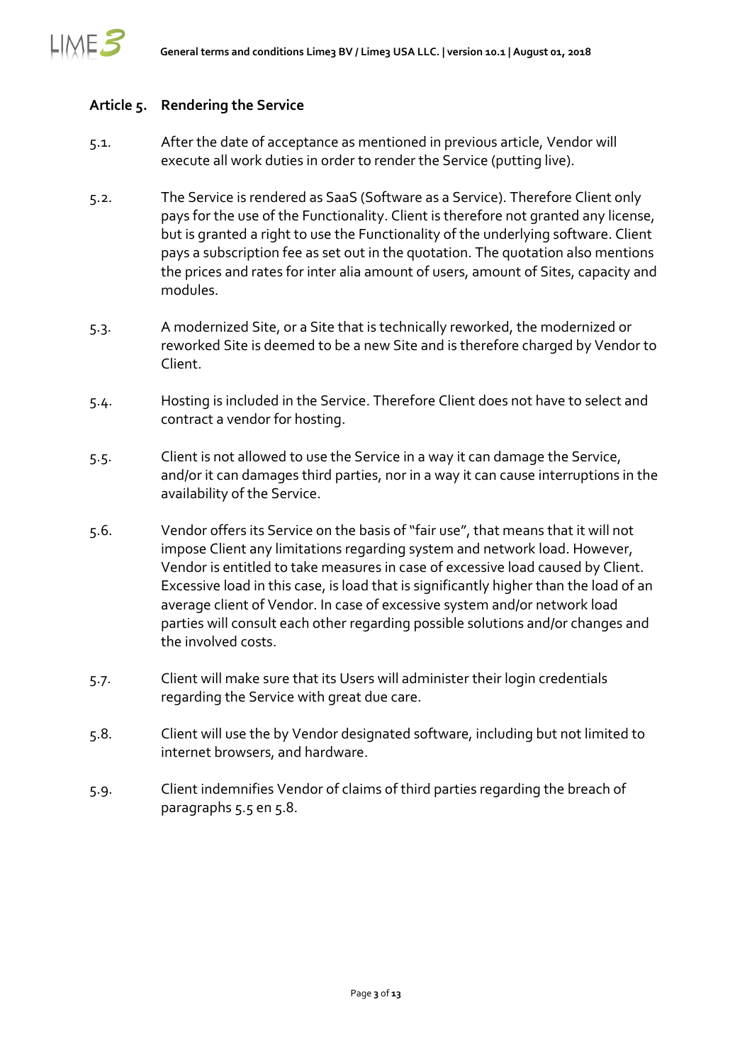## Article 5. Rendering the Service

5.1. After the date of acceptance as mentioned in previous article, Vendor will execute all work duties in order to render the Service (putting live).

5.2. The Service is rendered as SaaS (Software as a Service). Therefore Client only pays for the use of the Functionality. Client is therefore not granted any license, but is granted a right to use the Functionality of the underlying software. Client pays a subscription fee as set out in the quotation. The quotation also mentions the prices and rates for inter alia amount of users, amount of Sites, capacity and modules.

5.3. A modernized Site, or a Site that is technically reworked, the modernized or reworked Site is deemed to be a new Site and is therefore charged by Vendor to Client.

5.4. Hosting is included in the Service. Therefore Client does not have to select and contract a vendor for hosting.

5.5. Client is not allowed to use the Service in a way it can damage the Service, and/or it can damages third parties, nor in a way it can cause interruptions in the availability of the Service.

5.6. Vendor offers its Service on the basis of "fair use", that means that it will not impose Client any limitations regarding system and network load. However, Vendor is entitled to take measures in case of excessive load caused by Client. Excessive load in this case, is load that is significantly higher than the load of an average client of Vendor. In case of excessive system and/or network load parties will consult each other regarding possible solutions and/or changes and the involved costs.

5.7. Client will make sure that its Users will administer their login credentials regarding the Service with great due care.

5.8. Client will use the by Vendor designated software, including but not limited to internet browsers, and hardware.

5.9. Client indemnifies Vendor of claims of third parties regarding the breach of paragraphs 5.5 en 5.8.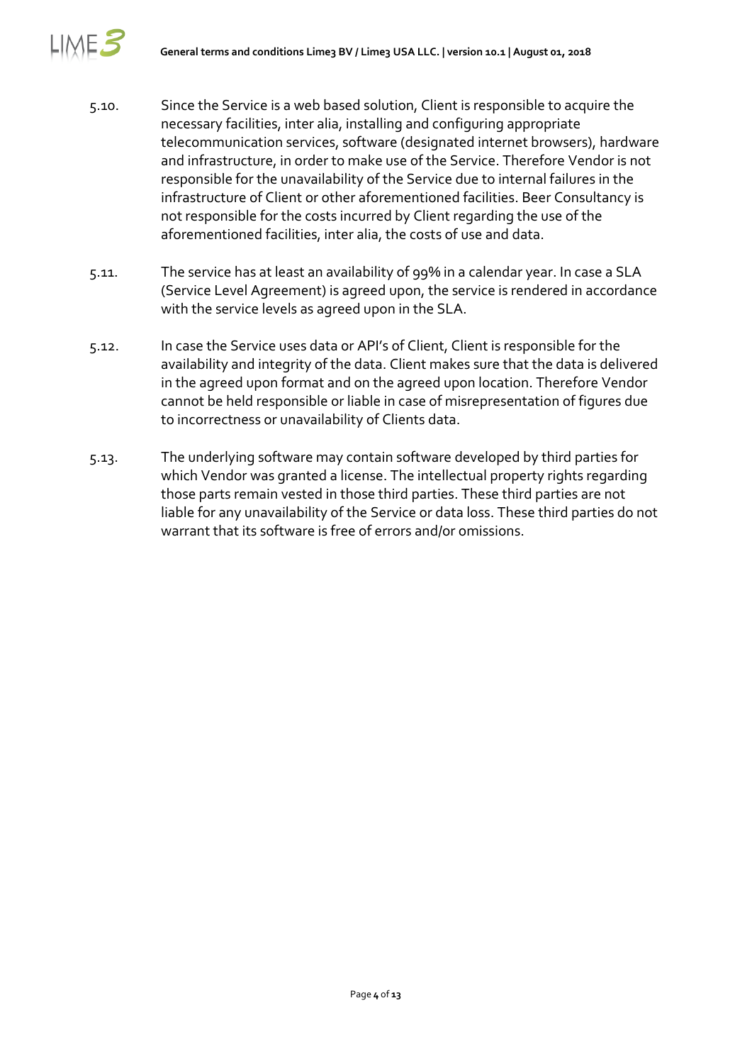5.10. Since the Service is a web based solution, Client is responsible to acquire the necessary facilities, inter alia, installing and configuring appropriate telecommunication services, software (designated internet browsers), hardware and infrastructure, in order to make use of the Service. Therefore Vendor is not responsible for the unavailability of the Service due to internal failures in the infrastructure of Client or other aforementioned facilities. Beer Consultancy is not responsible for the costs incurred by Client regarding the use of the aforementioned facilities, inter alia, the costs of use and data.

5.11. The service has at least an availability of 99% in a calendar year. In case a SLA (Service Level Agreement) is agreed upon, the service is rendered in accordance with the service levels as agreed upon in the SLA.

5.12. In case the Service uses data or API's of Client, Client is responsible for the availability and integrity of the data. Client makes sure that the data is delivered in the agreed upon format and on the agreed upon location. Therefore Vendor cannot be held responsible or liable in case of misrepresentation of figures due to incorrectness or unavailability of Clients data.

5.13. The underlying software may contain software developed by third parties for which Vendor was granted a license. The intellectual property rights regarding those parts remain vested in those third parties. These third parties are not liable for any unavailability of the Service or data loss. These third parties do not warrant that its software is free of errors and/or omissions.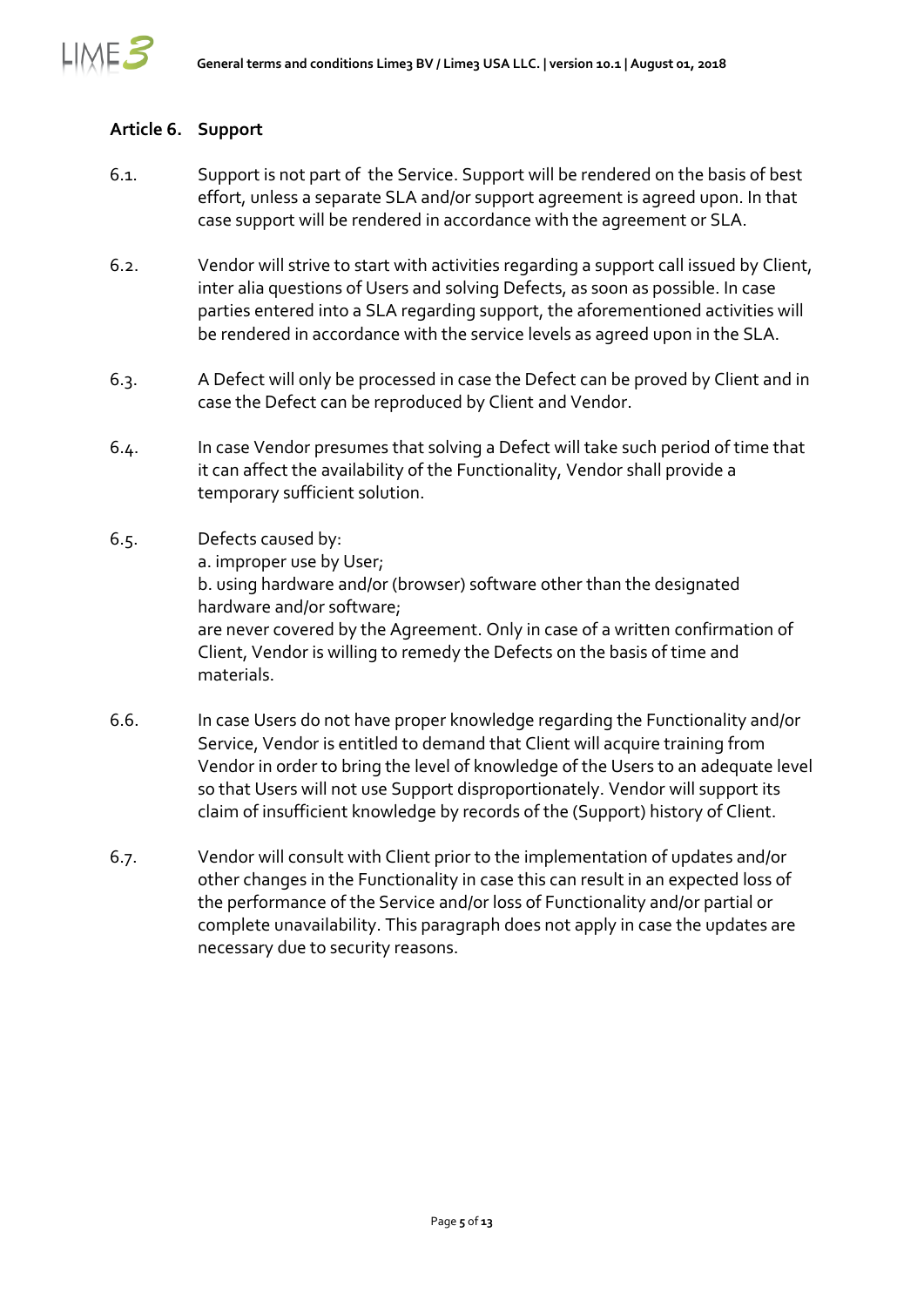## Article 6. Support

6.1. Support is not part of the Service. Support will be rendered on the basis of best effort, unless a separate SLA and/or support agreement is agreed upon. In that case support will be rendered in accordance with the agreement or SLA.

6.2. Vendor will strive to start with activities regarding a support call issued by Client, inter alia questions of Users and solving Defects, as soon as possible. In case parties entered into a SLA regarding support, the aforementioned activities will be rendered in accordance with the service levels as agreed upon in the SLA.

6.3. A Defect will only be processed in case the Defect can be proved by Client and in case the Defect can be reproduced by Client and Vendor.

6.4. In case Vendor presumes that solving a Defect will take such period of time that it can affect the availability of the Functionality, Vendor shall provide a temporary sufficient solution.

6.5. Defects caused by:
a. improper use by User;
b. using hardware and/or (browser) software other than the designated hardware and/or software;
are never covered by the Agreement. Only in case of a written confirmation of Client, Vendor is willing to remedy the Defects on the basis of time and materials.

6.6. In case Users do not have proper knowledge regarding the Functionality and/or Service, Vendor is entitled to demand that Client will acquire training from Vendor in order to bring the level of knowledge of the Users to an adequate level so that Users will not use Support disproportionately. Vendor will support its claim of insufficient knowledge by records of the (Support) history of Client.

6.7. Vendor will consult with Client prior to the implementation of updates and/or other changes in the Functionality in case this can result in an expected loss of the performance of the Service and/or loss of Functionality and/or partial or complete unavailability. This paragraph does not apply in case the updates are necessary due to security reasons.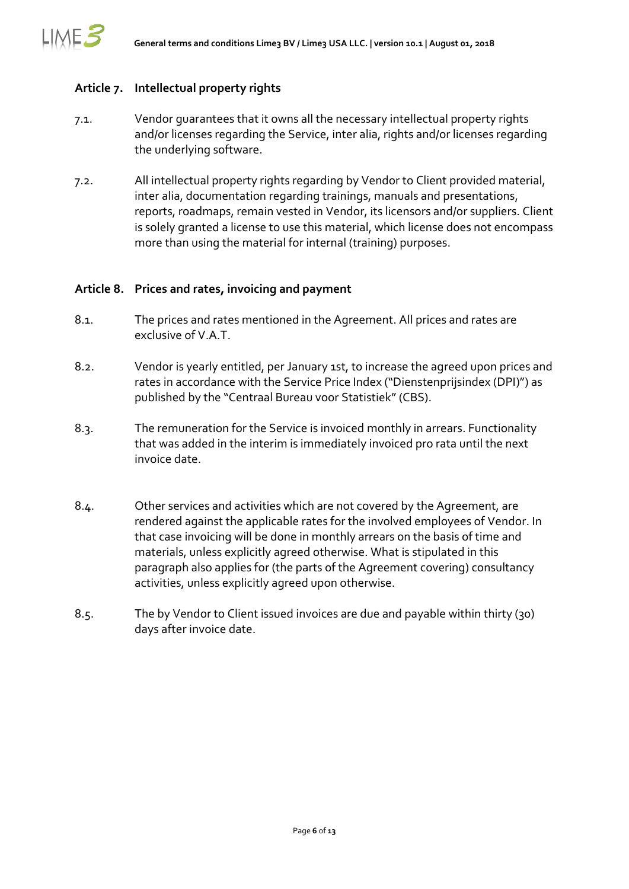## Article 7. Intellectual property rights

7.1. Vendor guarantees that it owns all the necessary intellectual property rights and/or licenses regarding the Service, inter alia, rights and/or licenses regarding the underlying software.

7.2. All intellectual property rights regarding by Vendor to Client provided material, inter alia, documentation regarding trainings, manuals and presentations, reports, roadmaps, remain vested in Vendor, its licensors and/or suppliers. Client is solely granted a license to use this material, which license does not encompass more than using the material for internal (training) purposes.

## Article 8. Prices and rates, invoicing and payment

8.1. The prices and rates mentioned in the Agreement. All prices and rates are exclusive of V.A.T.

8.2. Vendor is yearly entitled, per January 1st, to increase the agreed upon prices and rates in accordance with the Service Price Index ("Dienstenprijsindex (DPI)") as published by the "Centraal Bureau voor Statistiek" (CBS).

8.3. The remuneration for the Service is invoiced monthly in arrears. Functionality that was added in the interim is immediately invoiced pro rata until the next invoice date.

8.4. Other services and activities which are not covered by the Agreement, are rendered against the applicable rates for the involved employees of Vendor. In that case invoicing will be done in monthly arrears on the basis of time and materials, unless explicitly agreed otherwise. What is stipulated in this paragraph also applies for (the parts of the Agreement covering) consultancy activities, unless explicitly agreed upon otherwise.

8.5. The by Vendor to Client issued invoices are due and payable within thirty (30) days after invoice date.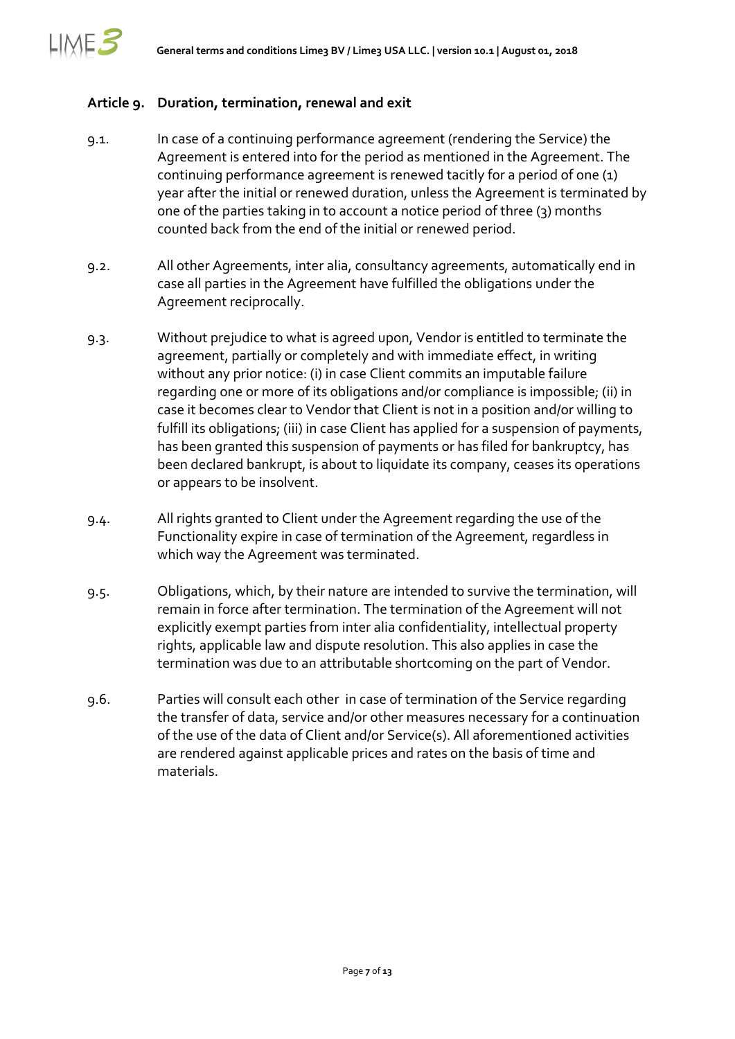## Article 9. Duration, termination, renewal and exit

9.1. In case of a continuing performance agreement (rendering the Service) the Agreement is entered into for the period as mentioned in the Agreement. The continuing performance agreement is renewed tacitly for a period of one (1) year after the initial or renewed duration, unless the Agreement is terminated by one of the parties taking in to account a notice period of three (3) months counted back from the end of the initial or renewed period.

9.2. All other Agreements, inter alia, consultancy agreements, automatically end in case all parties in the Agreement have fulfilled the obligations under the Agreement reciprocally.

9.3. Without prejudice to what is agreed upon, Vendor is entitled to terminate the agreement, partially or completely and with immediate effect, in writing without any prior notice: (i) in case Client commits an imputable failure regarding one or more of its obligations and/or compliance is impossible; (ii) in case it becomes clear to Vendor that Client is not in a position and/or willing to fulfill its obligations; (iii) in case Client has applied for a suspension of payments, has been granted this suspension of payments or has filed for bankruptcy, has been declared bankrupt, is about to liquidate its company, ceases its operations or appears to be insolvent.

9.4. All rights granted to Client under the Agreement regarding the use of the Functionality expire in case of termination of the Agreement, regardless in which way the Agreement was terminated.

9.5. Obligations, which, by their nature are intended to survive the termination, will remain in force after termination. The termination of the Agreement will not explicitly exempt parties from inter alia confidentiality, intellectual property rights, applicable law and dispute resolution. This also applies in case the termination was due to an attributable shortcoming on the part of Vendor.

9.6. Parties will consult each other in case of termination of the Service regarding the transfer of data, service and/or other measures necessary for a continuation of the use of the data of Client and/or Service(s). All aforementioned activities are rendered against applicable prices and rates on the basis of time and materials.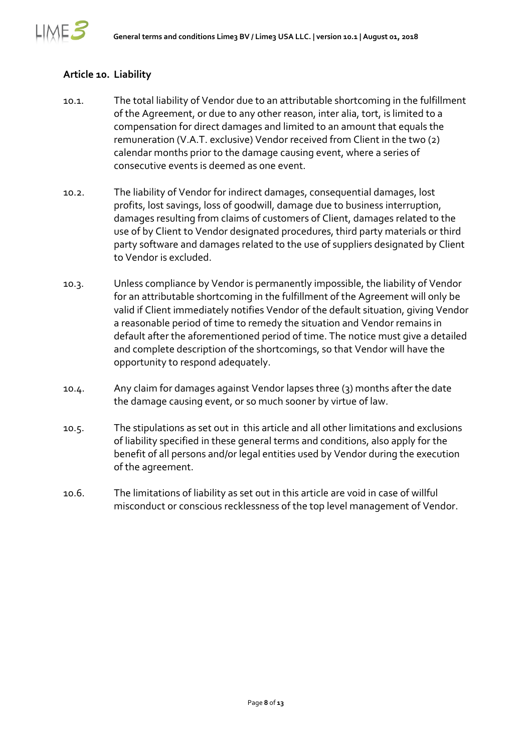## Article 10. Liability

10.1. The total liability of Vendor due to an attributable shortcoming in the fulfillment of the Agreement, or due to any other reason, inter alia, tort, is limited to a compensation for direct damages and limited to an amount that equals the remuneration (V.A.T. exclusive) Vendor received from Client in the two (2) calendar months prior to the damage causing event, where a series of consecutive events is deemed as one event.

10.2. The liability of Vendor for indirect damages, consequential damages, lost profits, lost savings, loss of goodwill, damage due to business interruption, damages resulting from claims of customers of Client, damages related to the use of by Client to Vendor designated procedures, third party materials or third party software and damages related to the use of suppliers designated by Client to Vendor is excluded.

10.3. Unless compliance by Vendor is permanently impossible, the liability of Vendor for an attributable shortcoming in the fulfillment of the Agreement will only be valid if Client immediately notifies Vendor of the default situation, giving Vendor a reasonable period of time to remedy the situation and Vendor remains in default after the aforementioned period of time. The notice must give a detailed and complete description of the shortcomings, so that Vendor will have the opportunity to respond adequately.

10.4. Any claim for damages against Vendor lapses three (3) months after the date the damage causing event, or so much sooner by virtue of law.

10.5. The stipulations as set out in this article and all other limitations and exclusions of liability specified in these general terms and conditions, also apply for the benefit of all persons and/or legal entities used by Vendor during the execution of the agreement.

10.6. The limitations of liability as set out in this article are void in case of willful misconduct or conscious recklessness of the top level management of Vendor.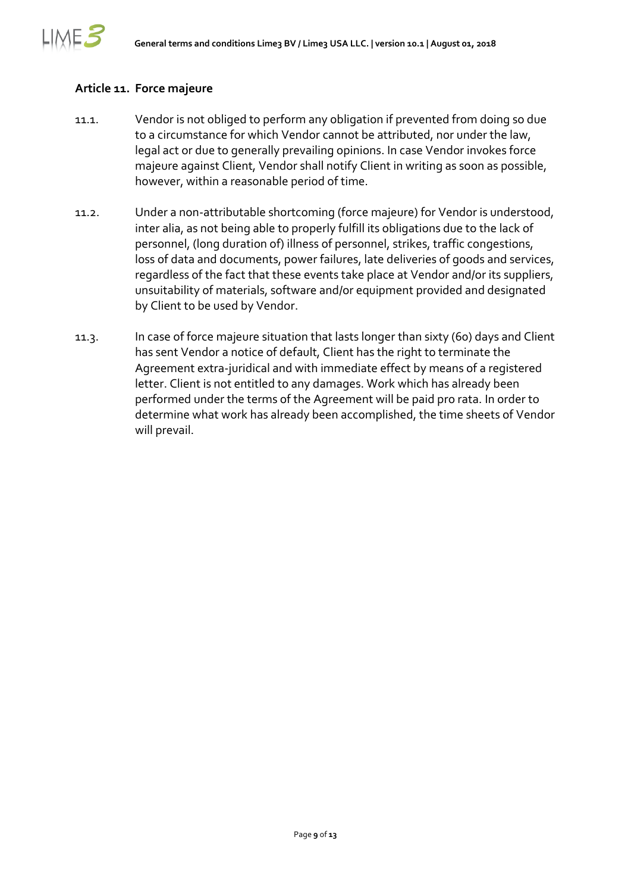## Article 11. Force majeure

11.1. Vendor is not obliged to perform any obligation if prevented from doing so due to a circumstance for which Vendor cannot be attributed, nor under the law, legal act or due to generally prevailing opinions. In case Vendor invokes force majeure against Client, Vendor shall notify Client in writing as soon as possible, however, within a reasonable period of time.

11.2. Under a non-attributable shortcoming (force majeure) for Vendor is understood, inter alia, as not being able to properly fulfill its obligations due to the lack of personnel, (long duration of) illness of personnel, strikes, traffic congestions, loss of data and documents, power failures, late deliveries of goods and services, regardless of the fact that these events take place at Vendor and/or its suppliers, unsuitability of materials, software and/or equipment provided and designated by Client to be used by Vendor.

11.3. In case of force majeure situation that lasts longer than sixty (60) days and Client has sent Vendor a notice of default, Client has the right to terminate the Agreement extra-juridical and with immediate effect by means of a registered letter. Client is not entitled to any damages. Work which has already been performed under the terms of the Agreement will be paid pro rata. In order to determine what work has already been accomplished, the time sheets of Vendor will prevail.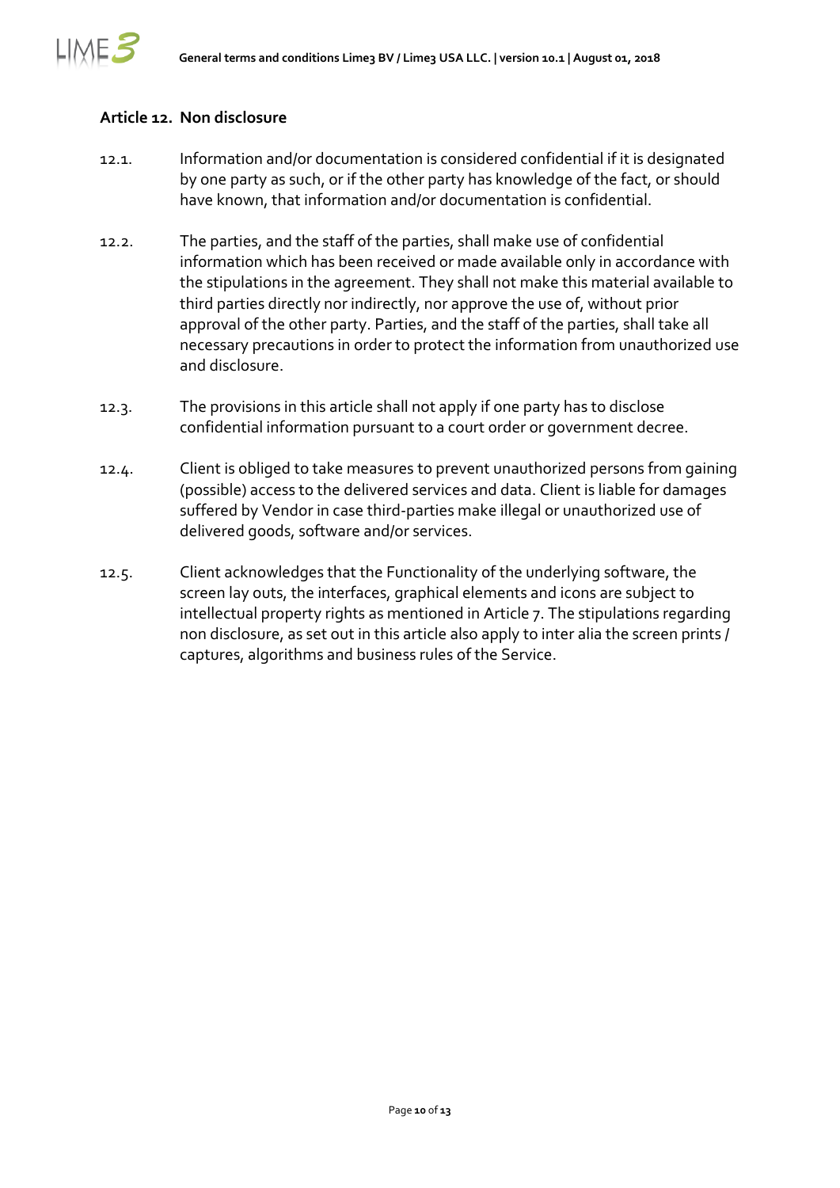## Article 12. Non disclosure

12.1. Information and/or documentation is considered confidential if it is designated by one party as such, or if the other party has knowledge of the fact, or should have known, that information and/or documentation is confidential.

12.2. The parties, and the staff of the parties, shall make use of confidential information which has been received or made available only in accordance with the stipulations in the agreement. They shall not make this material available to third parties directly nor indirectly, nor approve the use of, without prior approval of the other party. Parties, and the staff of the parties, shall take all necessary precautions in order to protect the information from unauthorized use and disclosure.

12.3. The provisions in this article shall not apply if one party has to disclose confidential information pursuant to a court order or government decree.

12.4. Client is obliged to take measures to prevent unauthorized persons from gaining (possible) access to the delivered services and data. Client is liable for damages suffered by Vendor in case third-parties make illegal or unauthorized use of delivered goods, software and/or services.

12.5. Client acknowledges that the Functionality of the underlying software, the screen lay outs, the interfaces, graphical elements and icons are subject to intellectual property rights as mentioned in Article 7. The stipulations regarding non disclosure, as set out in this article also apply to inter alia the screen prints / captures, algorithms and business rules of the Service.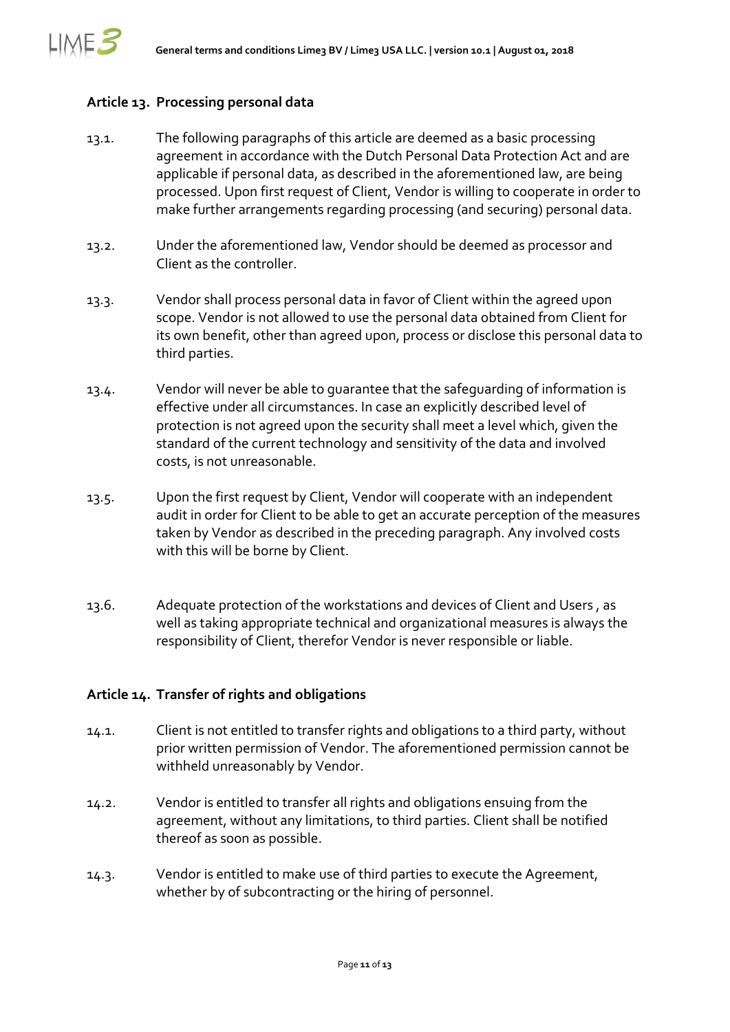## Article 13. Processing personal data

13.1. The following paragraphs of this article are deemed as a basic processing agreement in accordance with the Dutch Personal Data Protection Act and are applicable if personal data, as described in the aforementioned law, are being processed. Upon first request of Client, Vendor is willing to cooperate in order to make further arrangements regarding processing (and securing) personal data.

13.2. Under the aforementioned law, Vendor should be deemed as processor and Client as the controller.

13.3. Vendor shall process personal data in favor of Client within the agreed upon scope. Vendor is not allowed to use the personal data obtained from Client for its own benefit, other than agreed upon, process or disclose this personal data to third parties.

13.4. Vendor will never be able to guarantee that the safeguarding of information is effective under all circumstances. In case an explicitly described level of protection is not agreed upon the security shall meet a level which, given the standard of the current technology and sensitivity of the data and involved costs, is not unreasonable.

13.5. Upon the first request by Client, Vendor will cooperate with an independent audit in order for Client to be able to get an accurate perception of the measures taken by Vendor as described in the preceding paragraph. Any involved costs with this will be borne by Client.

13.6. Adequate protection of the workstations and devices of Client and Users , as well as taking appropriate technical and organizational measures is always the responsibility of Client, therefor Vendor is never responsible or liable.

## Article 14. Transfer of rights and obligations

14.1. Client is not entitled to transfer rights and obligations to a third party, without prior written permission of Vendor. The aforementioned permission cannot be withheld unreasonably by Vendor.

14.2. Vendor is entitled to transfer all rights and obligations ensuing from the agreement, without any limitations, to third parties. Client shall be notified thereof as soon as possible.

14.3. Vendor is entitled to make use of third parties to execute the Agreement, whether by of subcontracting or the hiring of personnel.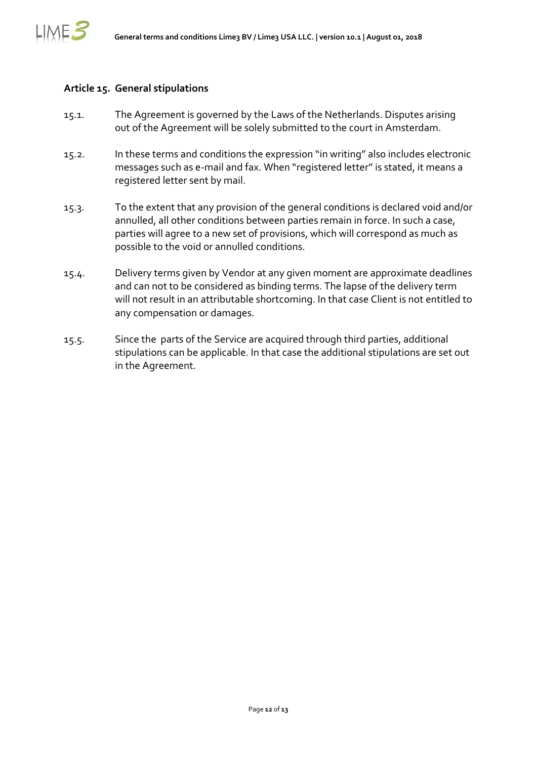### Article 15. General stipulations

15.1. The Agreement is governed by the Laws of the Netherlands. Disputes arising out of the Agreement will be solely submitted to the court in Amsterdam.

15.2. In these terms and conditions the expression "in writing" also includes electronic messages such as e-mail and fax. When "registered letter" is stated, it means a registered letter sent by mail.

15.3. To the extent that any provision of the general conditions is declared void and/or annulled, all other conditions between parties remain in force. In such a case, parties will agree to a new set of provisions, which will correspond as much as possible to the void or annulled conditions.

15.4. Delivery terms given by Vendor at any given moment are approximate deadlines and can not to be considered as binding terms. The lapse of the delivery term will not result in an attributable shortcoming. In that case Client is not entitled to any compensation or damages.

15.5. Since the parts of the Service are acquired through third parties, additional stipulations can be applicable. In that case the additional stipulations are set out in the Agreement.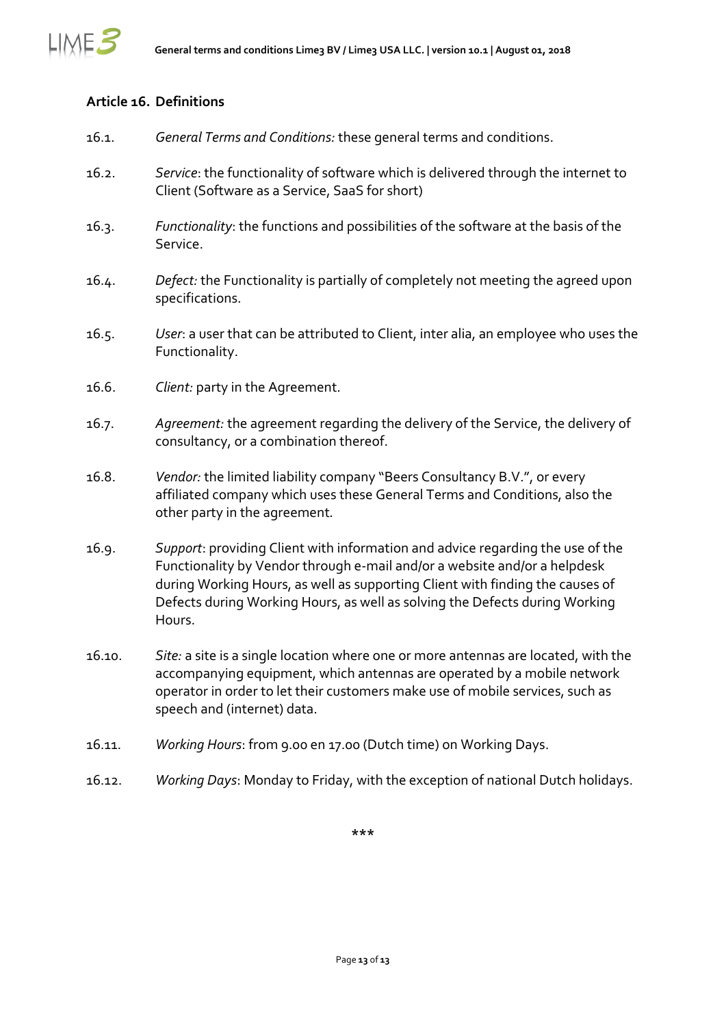## Article 16. Definitions

16.1. *General Terms and Conditions:* these general terms and conditions.

16.2. *Service*: the functionality of software which is delivered through the internet to Client (Software as a Service, SaaS for short)

16.3. *Functionality*: the functions and possibilities of the software at the basis of the Service.

16.4. *Defect:* the Functionality is partially of completely not meeting the agreed upon specifications.

16.5. *User*: a user that can be attributed to Client, inter alia, an employee who uses the Functionality.

16.6. *Client:* party in the Agreement.

16.7. *Agreement:* the agreement regarding the delivery of the Service, the delivery of consultancy, or a combination thereof.

16.8. *Vendor:* the limited liability company "Beers Consultancy B.V.", or every affiliated company which uses these General Terms and Conditions, also the other party in the agreement.

16.9. *Support*: providing Client with information and advice regarding the use of the Functionality by Vendor through e-mail and/or a website and/or a helpdesk during Working Hours, as well as supporting Client with finding the causes of Defects during Working Hours, as well as solving the Defects during Working Hours.

16.10. *Site:* a site is a single location where one or more antennas are located, with the accompanying equipment, which antennas are operated by a mobile network operator in order to let their customers make use of mobile services, such as speech and (internet) data.

16.11. *Working Hours*: from 9.00 en 17.00 (Dutch time) on Working Days.

16.12. *Working Days*: Monday to Friday, with the exception of national Dutch holidays.

***